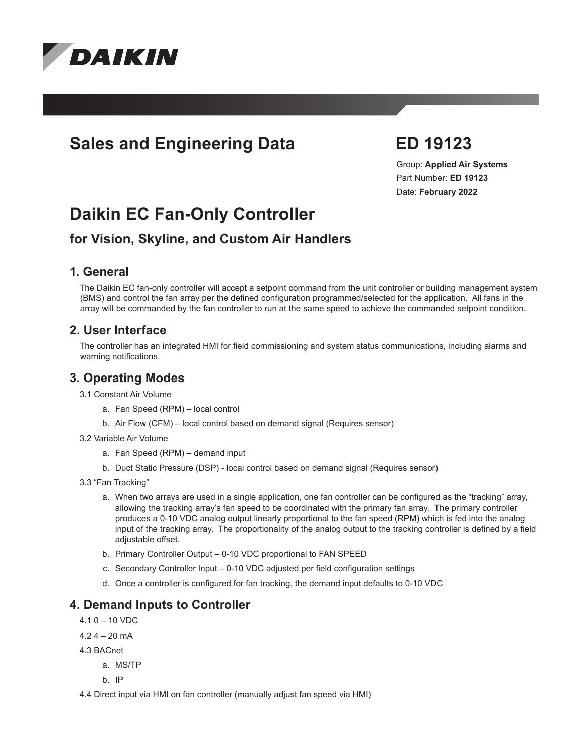# Sales and Engineering Data

# ED 19123

Group: **Applied Air Systems**

Part Number: **ED 19123**

Date: **February 2022**

# Daikin EC Fan-Only Controller

## for Vision, Skyline, and Custom Air Handlers

## 1. General

The Daikin EC fan-only controller will accept a setpoint command from the unit controller or building management system (BMS) and control the fan array per the defined configuration programmed/selected for the application. All fans in the array will be commanded by the fan controller to run at the same speed to achieve the commanded setpoint condition.

## 2. User Interface

The controller has an integrated HMI for field commissioning and system status communications, including alarms and warning notifications.

## 3. Operating Modes

3.1 Constant Air Volume

a. Fan Speed (RPM) – local control

b. Air Flow (CFM) – local control based on demand signal (Requires sensor)

3.2 Variable Air Volume

a. Fan Speed (RPM) – demand input

b. Duct Static Pressure (DSP) - local control based on demand signal (Requires sensor)

3.3 "Fan Tracking"

a. When two arrays are used in a single application, one fan controller can be configured as the "tracking" array, allowing the tracking array's fan speed to be coordinated with the primary fan array. The primary controller produces a 0-10 VDC analog output linearly proportional to the fan speed (RPM) which is fed into the analog input of the tracking array. The proportionality of the analog output to the tracking controller is defined by a field adjustable offset.

b. Primary Controller Output – 0-10 VDC proportional to FAN SPEED

c. Secondary Controller Input – 0-10 VDC adjusted per field configuration settings

d. Once a controller is configured for fan tracking, the demand input defaults to 0-10 VDC

## 4. Demand Inputs to Controller

4.1 0 – 10 VDC

4.2 4 – 20 mA

4.3 BACnet

a. MS/TP

b. IP

4.4 Direct input via HMI on fan controller (manually adjust fan speed via HMI)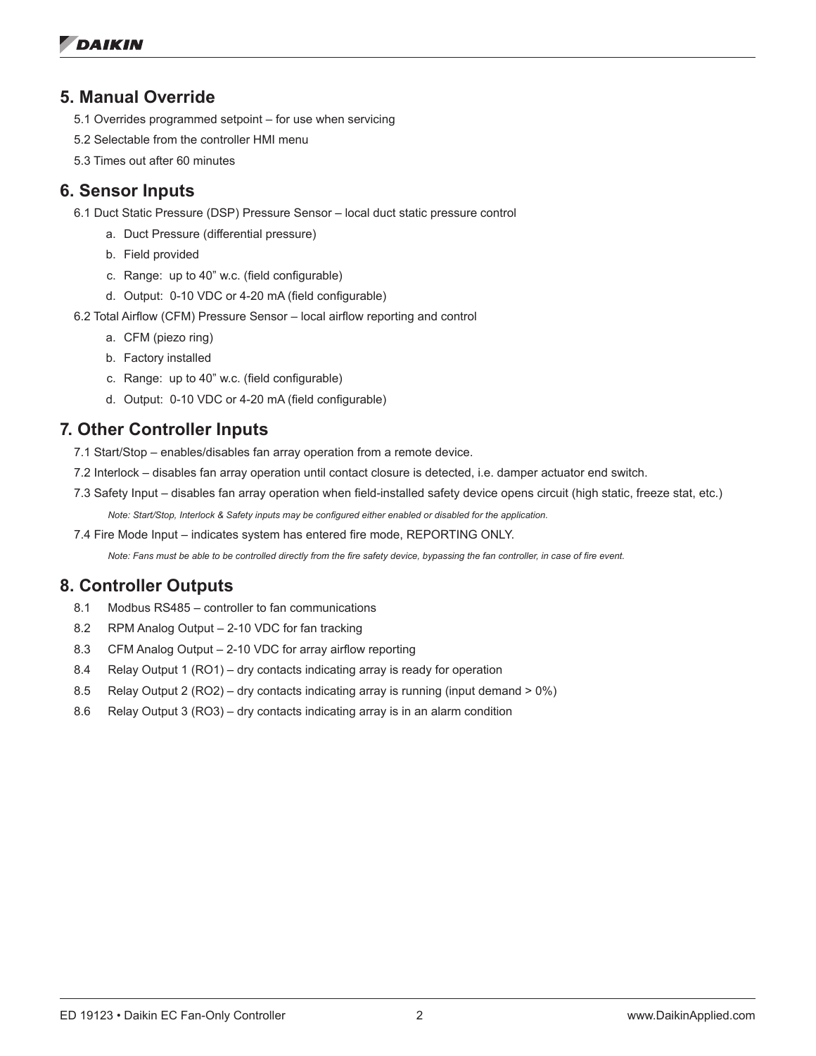## 5. Manual Override

5.1 Overrides programmed setpoint – for use when servicing

5.2 Selectable from the controller HMI menu

5.3 Times out after 60 minutes

## 6. Sensor Inputs

6.1 Duct Static Pressure (DSP) Pressure Sensor – local duct static pressure control

a. Duct Pressure (differential pressure)
b. Field provided
c. Range: up to 40" w.c. (field configurable)
d. Output: 0-10 VDC or 4-20 mA (field configurable)

6.2 Total Airflow (CFM) Pressure Sensor – local airflow reporting and control

a. CFM (piezo ring)
b. Factory installed
c. Range: up to 40" w.c. (field configurable)
d. Output: 0-10 VDC or 4-20 mA (field configurable)

## 7. Other Controller Inputs

7.1 Start/Stop – enables/disables fan array operation from a remote device.

7.2 Interlock – disables fan array operation until contact closure is detected, i.e. damper actuator end switch.

7.3 Safety Input – disables fan array operation when field-installed safety device opens circuit (high static, freeze stat, etc.)

*Note: Start/Stop, Interlock & Safety inputs may be configured either enabled or disabled for the application.*

7.4 Fire Mode Input – indicates system has entered fire mode, REPORTING ONLY.

*Note: Fans must be able to be controlled directly from the fire safety device, bypassing the fan controller, in case of fire event.*

## 8. Controller Outputs

8.1 Modbus RS485 – controller to fan communications

8.2 RPM Analog Output – 2-10 VDC for fan tracking

8.3 CFM Analog Output – 2-10 VDC for array airflow reporting

8.4 Relay Output 1 (RO1) – dry contacts indicating array is ready for operation

8.5 Relay Output 2 (RO2) – dry contacts indicating array is running (input demand > 0%)

8.6 Relay Output 3 (RO3) – dry contacts indicating array is in an alarm condition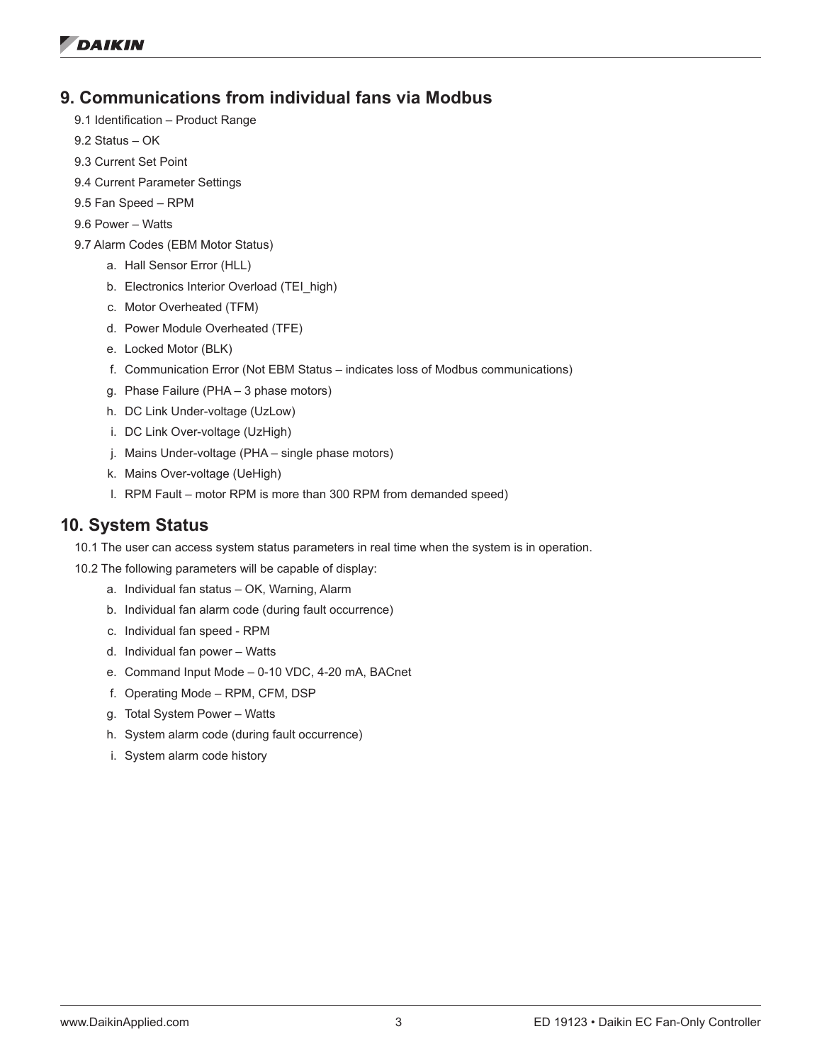## 9. Communications from individual fans via Modbus

9.1 Identification – Product Range

9.2 Status – OK

9.3 Current Set Point

9.4 Current Parameter Settings

9.5 Fan Speed – RPM

9.6 Power – Watts

9.7 Alarm Codes (EBM Motor Status)

a. Hall Sensor Error (HLL)
b. Electronics Interior Overload (TEI_high)
c. Motor Overheated (TFM)
d. Power Module Overheated (TFE)
e. Locked Motor (BLK)
f. Communication Error (Not EBM Status – indicates loss of Modbus communications)
g. Phase Failure (PHA – 3 phase motors)
h. DC Link Under-voltage (UzLow)
i. DC Link Over-voltage (UzHigh)
j. Mains Under-voltage (PHA – single phase motors)
k. Mains Over-voltage (UeHigh)
l. RPM Fault – motor RPM is more than 300 RPM from demanded speed)

## 10. System Status

10.1 The user can access system status parameters in real time when the system is in operation.

10.2 The following parameters will be capable of display:

a. Individual fan status – OK, Warning, Alarm
b. Individual fan alarm code (during fault occurrence)
c. Individual fan speed - RPM
d. Individual fan power – Watts
e. Command Input Mode – 0-10 VDC, 4-20 mA, BACnet
f. Operating Mode – RPM, CFM, DSP
g. Total System Power – Watts
h. System alarm code (during fault occurrence)
i. System alarm code history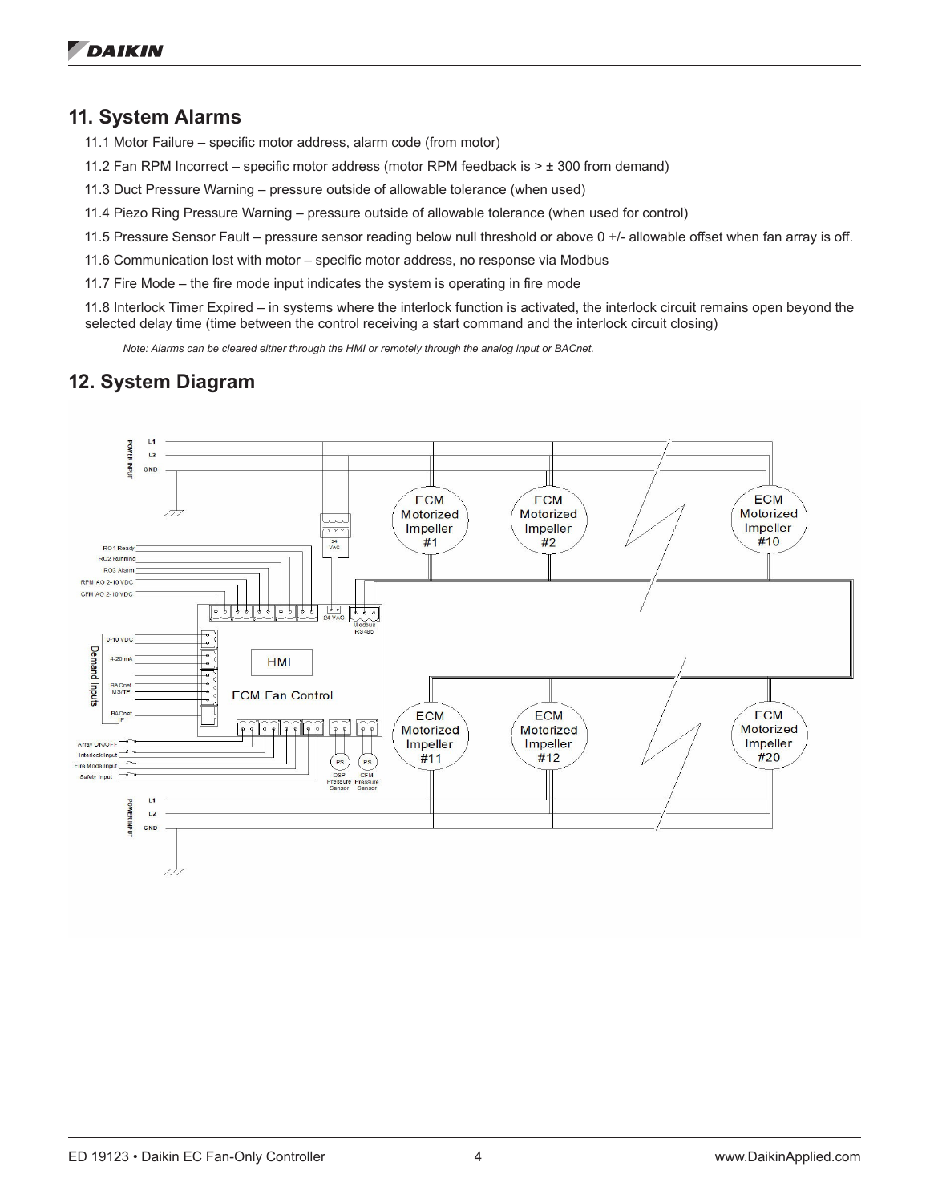## 11. System Alarms

11.1 Motor Failure – specific motor address, alarm code (from motor)

11.2 Fan RPM Incorrect – specific motor address (motor RPM feedback is > ± 300 from demand)

11.3 Duct Pressure Warning – pressure outside of allowable tolerance (when used)

11.4 Piezo Ring Pressure Warning – pressure outside of allowable tolerance (when used for control)

11.5 Pressure Sensor Fault – pressure sensor reading below null threshold or above 0 +/- allowable offset when fan array is off.

11.6 Communication lost with motor – specific motor address, no response via Modbus

11.7 Fire Mode – the fire mode input indicates the system is operating in fire mode

11.8 Interlock Timer Expired – in systems where the interlock function is activated, the interlock circuit remains open beyond the selected delay time (time between the control receiving a start command and the interlock circuit closing)

*Note: Alarms can be cleared either through the HMI or remotely through the analog input or BACnet.*

## 12. System Diagram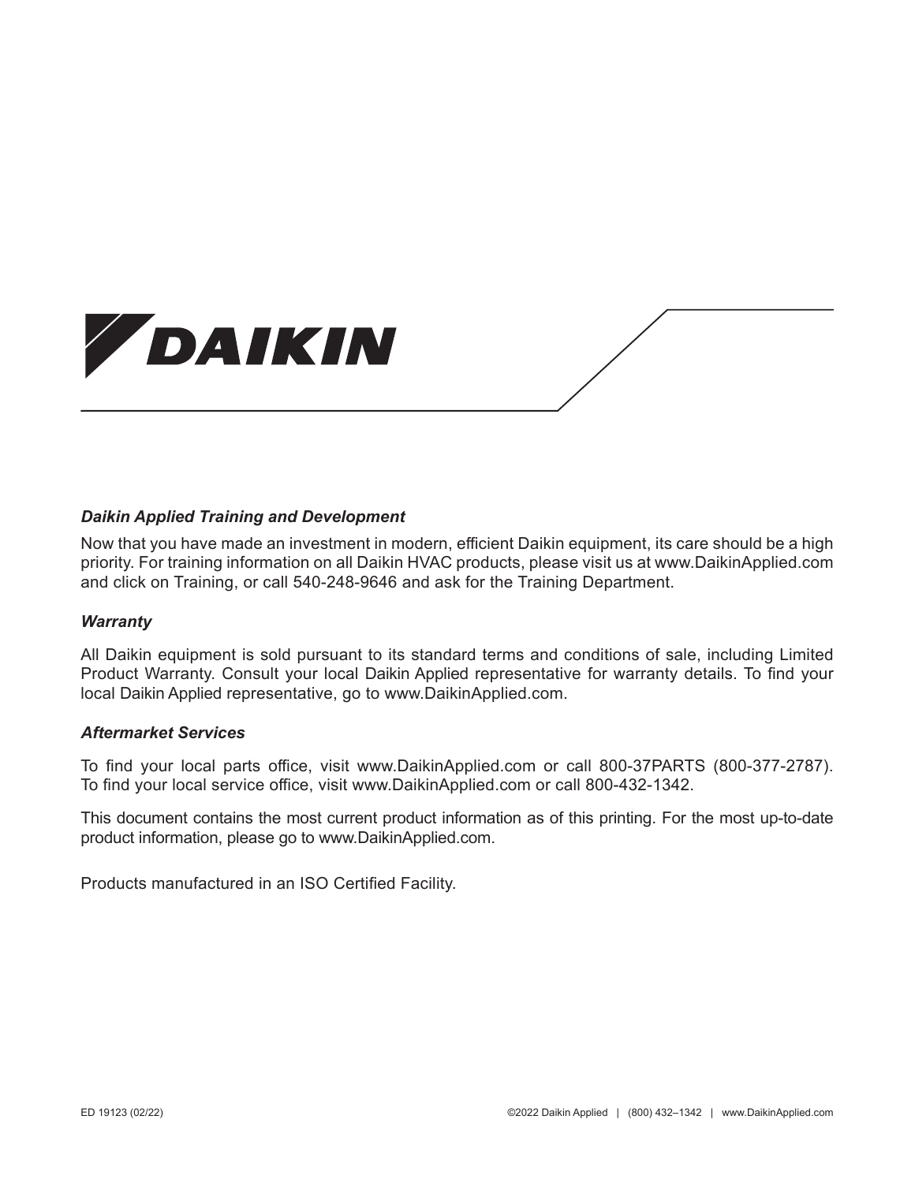DAIKIN

***Daikin Applied Training and Development***

Now that you have made an investment in modern, efficient Daikin equipment, its care should be a high priority. For training information on all Daikin HVAC products, please visit us at www.DaikinApplied.com and click on Training, or call 540-248-9646 and ask for the Training Department.

***Warranty***

All Daikin equipment is sold pursuant to its standard terms and conditions of sale, including Limited Product Warranty. Consult your local Daikin Applied representative for warranty details. To find your local Daikin Applied representative, go to www.DaikinApplied.com.

***Aftermarket Services***

To find your local parts office, visit www.DaikinApplied.com or call 800-37PARTS (800-377-2787). To find your local service office, visit www.DaikinApplied.com or call 800-432-1342.

This document contains the most current product information as of this printing. For the most up-to-date product information, please go to www.DaikinApplied.com.

Products manufactured in an ISO Certified Facility.

ED 19123 (02/22)

©2022 Daikin Applied | (800) 432–1342 | www.DaikinApplied.com